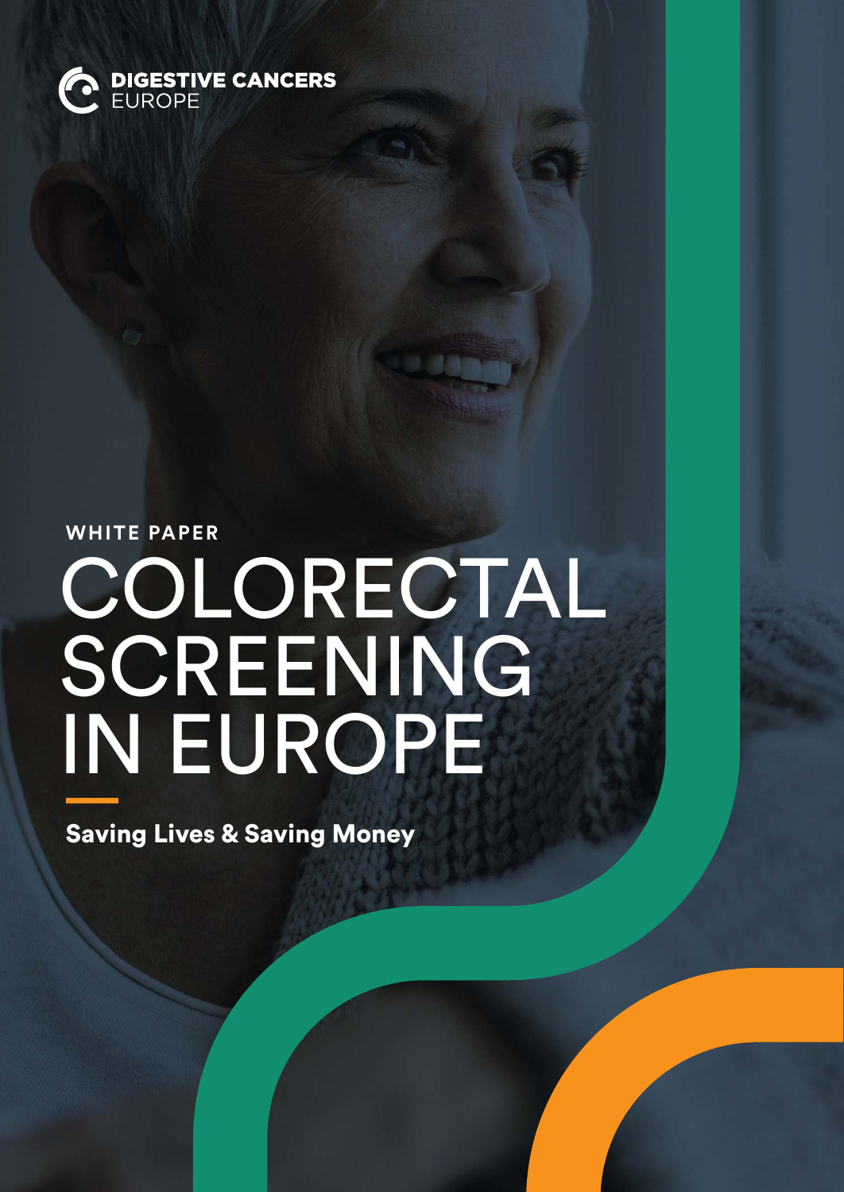DIGESTIVE CANCERS EUROPE

WHITE PAPER

# COLORECTAL SCREENING IN EUROPE

**Saving Lives & Saving Money**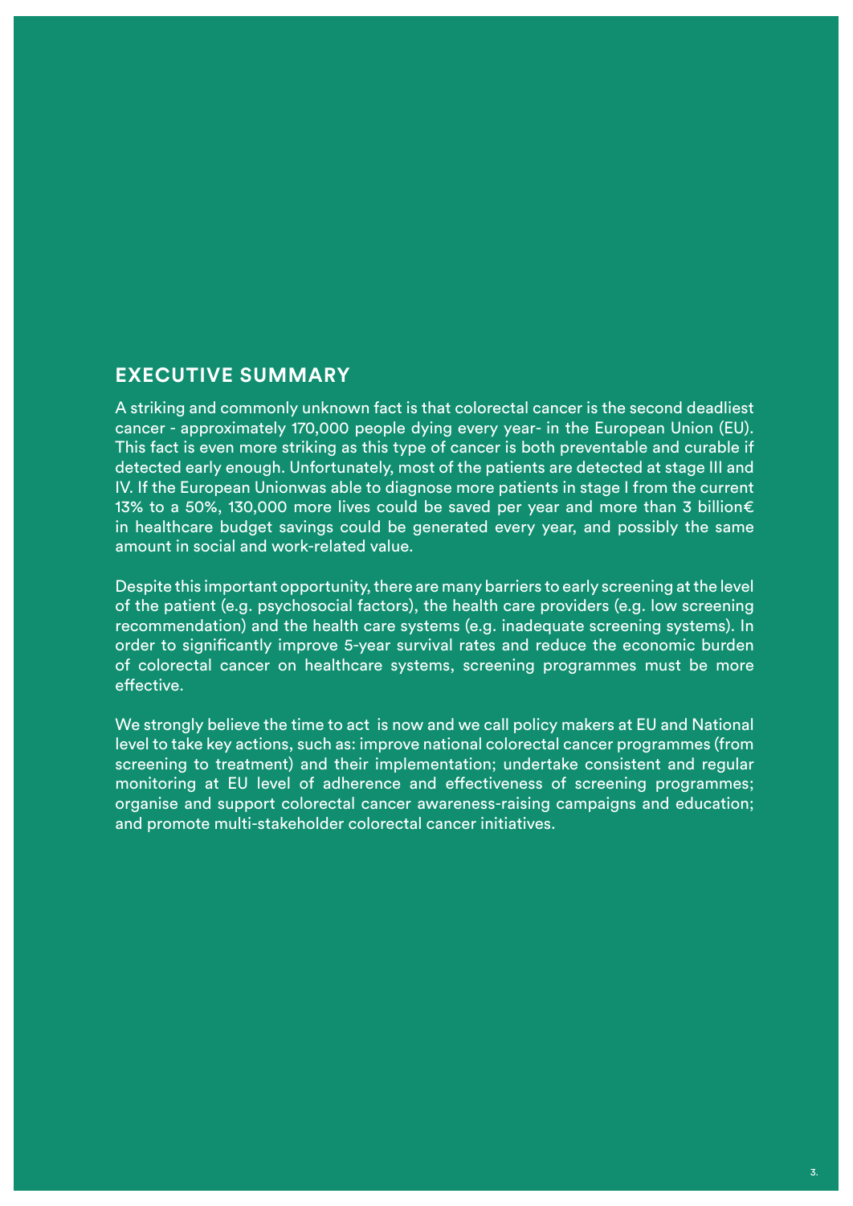## EXECUTIVE SUMMARY

A striking and commonly unknown fact is that colorectal cancer is the second deadliest cancer - approximately 170,000 people dying every year- in the European Union (EU). This fact is even more striking as this type of cancer is both preventable and curable if detected early enough. Unfortunately, most of the patients are detected at stage III and IV. If the European Unionwas able to diagnose more patients in stage I from the current 13% to a 50%, 130,000 more lives could be saved per year and more than 3 billion€ in healthcare budget savings could be generated every year, and possibly the same amount in social and work-related value.

Despite this important opportunity, there are many barriers to early screening at the level of the patient (e.g. psychosocial factors), the health care providers (e.g. low screening recommendation) and the health care systems (e.g. inadequate screening systems). In order to significantly improve 5-year survival rates and reduce the economic burden of colorectal cancer on healthcare systems, screening programmes must be more effective.

We strongly believe the time to act is now and we call policy makers at EU and National level to take key actions, such as: improve national colorectal cancer programmes (from screening to treatment) and their implementation; undertake consistent and regular monitoring at EU level of adherence and effectiveness of screening programmes; organise and support colorectal cancer awareness-raising campaigns and education; and promote multi-stakeholder colorectal cancer initiatives.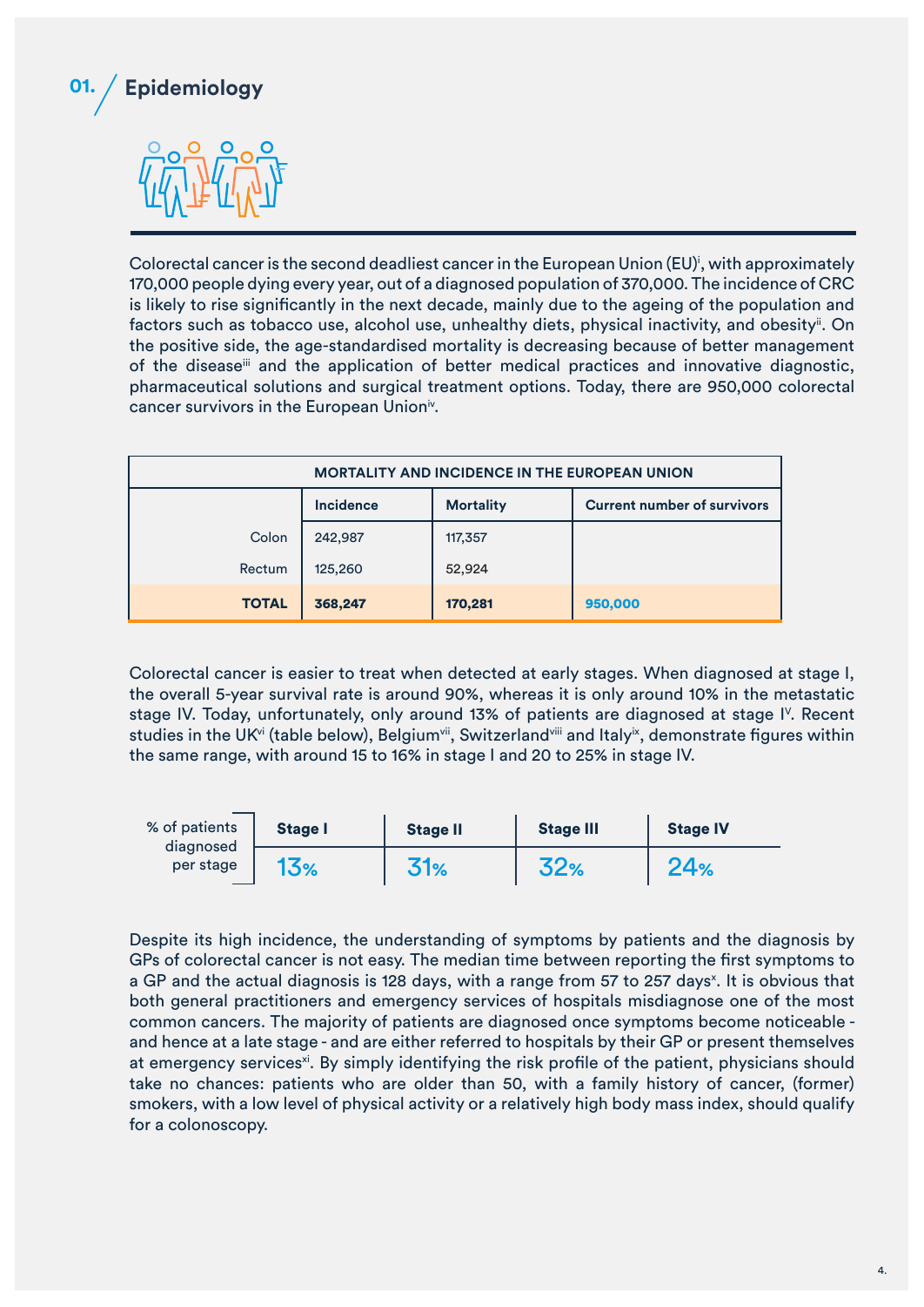## 01. Epidemiology

Colorectal cancer is the second deadliest cancer in the European Union (EU)[i], with approximately 170,000 people dying every year, out of a diagnosed population of 370,000. The incidence of CRC is likely to rise significantly in the next decade, mainly due to the ageing of the population and factors such as tobacco use, alcohol use, unhealthy diets, physical inactivity, and obesity[ii]. On the positive side, the age-standardised mortality is decreasing because of better management of the disease[iii] and the application of better medical practices and innovative diagnostic, pharmaceutical solutions and surgical treatment options. Today, there are 950,000 colorectal cancer survivors in the European Union[iv].

| MORTALITY AND INCIDENCE IN THE EUROPEAN UNION | | | |
|---|---|---|---|
| | Incidence | Mortality | Current number of survivors |
| Colon | 242,987 | 117,357 | |
| Rectum | 125,260 | 52,924 | |
| **TOTAL** | **368,247** | **170,281** | **950,000** |

Colorectal cancer is easier to treat when detected at early stages. When diagnosed at stage I, the overall 5-year survival rate is around 90%, whereas it is only around 10% in the metastatic stage IV. Today, unfortunately, only around 13% of patients are diagnosed at stage I[V]. Recent studies in the UK[vi] (table below), Belgium[vii], Switzerland[viii] and Italy[ix], demonstrate figures within the same range, with around 15 to 16% in stage I and 20 to 25% in stage IV.

| % of patients diagnosed per stage | Stage I | Stage II | Stage III | Stage IV |
|---|---|---|---|---|
| | 13% | 31% | 32% | 24% |

Despite its high incidence, the understanding of symptoms by patients and the diagnosis by GPs of colorectal cancer is not easy. The median time between reporting the first symptoms to a GP and the actual diagnosis is 128 days, with a range from 57 to 257 days[x]. It is obvious that both general practitioners and emergency services of hospitals misdiagnose one of the most common cancers. The majority of patients are diagnosed once symptoms become noticeable - and hence at a late stage - and are either referred to hospitals by their GP or present themselves at emergency services[xi]. By simply identifying the risk profile of the patient, physicians should take no chances: patients who are older than 50, with a family history of cancer, (former) smokers, with a low level of physical activity or a relatively high body mass index, should qualify for a colonoscopy.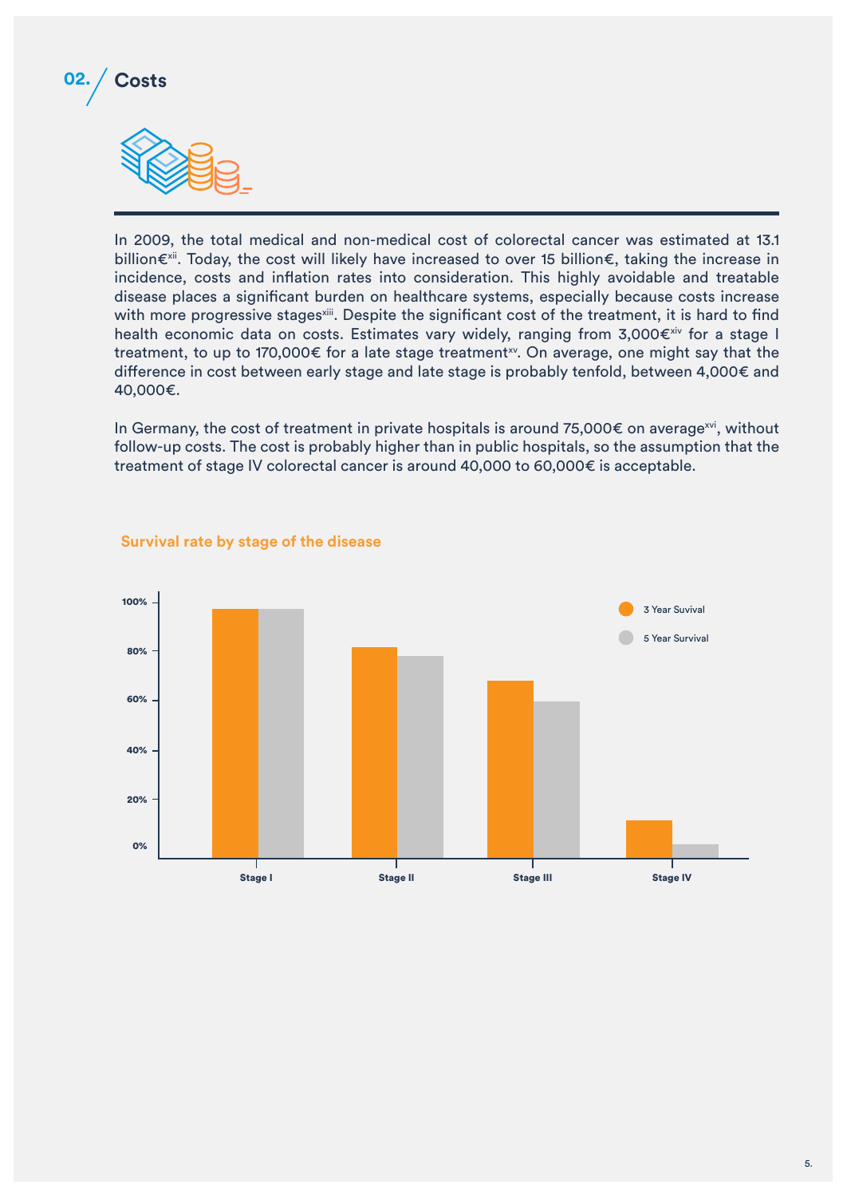## 02. Costs

In 2009, the total medical and non-medical cost of colorectal cancer was estimated at 13.1 billion€[xii]. Today, the cost will likely have increased to over 15 billion€, taking the increase in incidence, costs and inflation rates into consideration. This highly avoidable and treatable disease places a significant burden on healthcare systems, especially because costs increase with more progressive stages[xiii]. Despite the significant cost of the treatment, it is hard to find health economic data on costs. Estimates vary widely, ranging from 3,000€[xiv] for a stage I treatment, to up to 170,000€ for a late stage treatment[xv]. On average, one might say that the difference in cost between early stage and late stage is probably tenfold, between 4,000€ and 40,000€.

In Germany, the cost of treatment in private hospitals is around 75,000€ on average[xvi], without follow-up costs. The cost is probably higher than in public hospitals, so the assumption that the treatment of stage IV colorectal cancer is around 40,000 to 60,000€ is acceptable.

**Survival rate by stage of the disease**

| | 3 Year Suvival | 5 Year Survival |
|---|---|---|
| Stage I | ~97% | ~97% |
| Stage II | ~82% | ~78% |
| Stage III | ~68% | ~60% |
| Stage IV | ~12% | ~3% |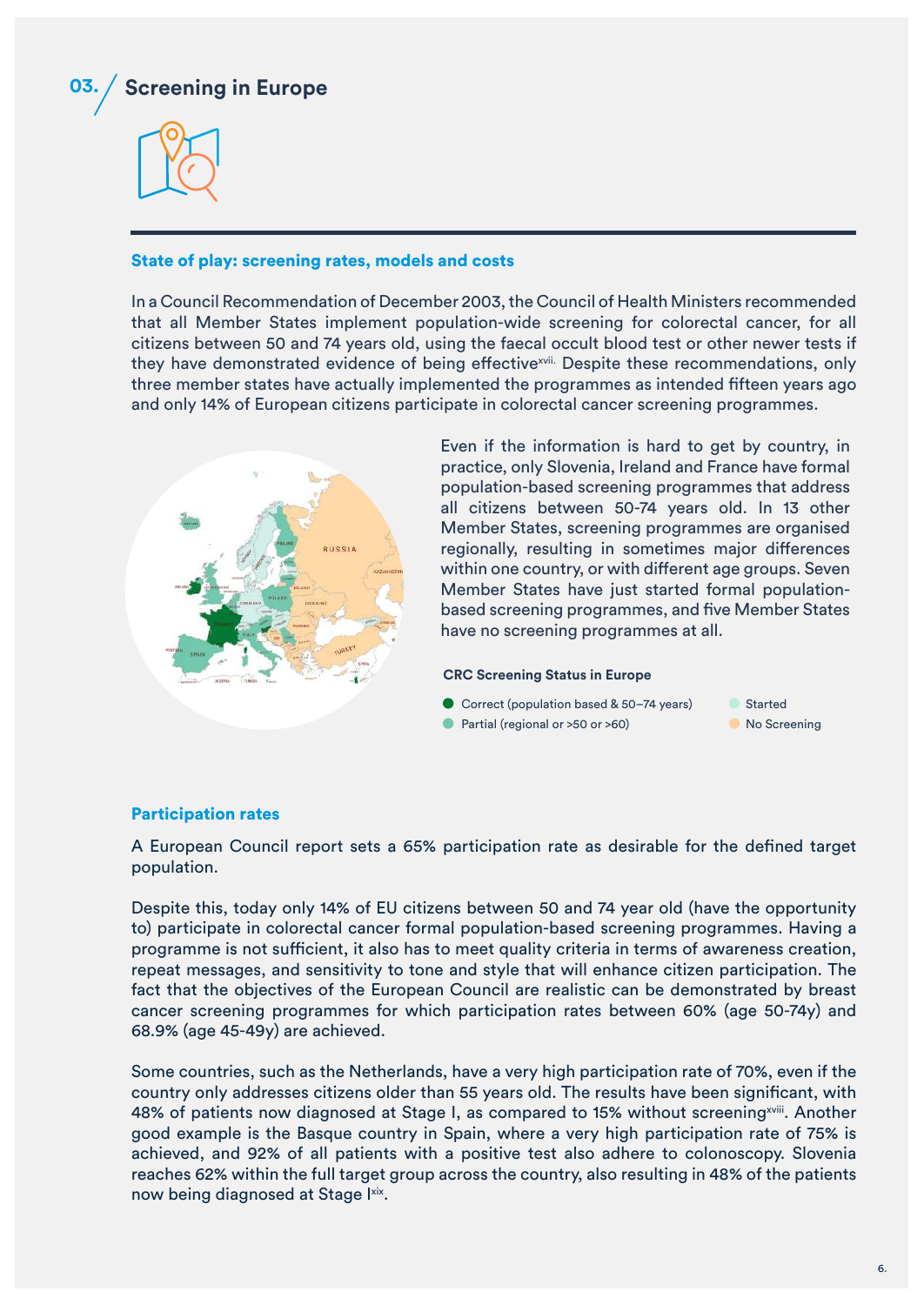## 03. Screening in Europe

### State of play: screening rates, models and costs

In a Council Recommendation of December 2003, the Council of Health Ministers recommended that all Member States implement population-wide screening for colorectal cancer, for all citizens between 50 and 74 years old, using the faecal occult blood test or other newer tests if they have demonstrated evidence of being effective[xvii]. Despite these recommendations, only three member states have actually implemented the programmes as intended fifteen years ago and only 14% of European citizens participate in colorectal cancer screening programmes.

Even if the information is hard to get by country, in practice, only Slovenia, Ireland and France have formal population-based screening programmes that address all citizens between 50-74 years old. In 13 other Member States, screening programmes are organised regionally, resulting in sometimes major differences within one country, or with different age groups. Seven Member States have just started formal population-based screening programmes, and five Member States have no screening programmes at all.

**CRC Screening Status in Europe**

- Correct (population based & 50–74 years)
- Partial (regional or >50 or >60)
- Started
- No Screening

### Participation rates

A European Council report sets a 65% participation rate as desirable for the defined target population.

Despite this, today only 14% of EU citizens between 50 and 74 year old (have the opportunity to) participate in colorectal cancer formal population-based screening programmes. Having a programme is not sufficient, it also has to meet quality criteria in terms of awareness creation, repeat messages, and sensitivity to tone and style that will enhance citizen participation. The fact that the objectives of the European Council are realistic can be demonstrated by breast cancer screening programmes for which participation rates between 60% (age 50-74y) and 68.9% (age 45-49y) are achieved.

Some countries, such as the Netherlands, have a very high participation rate of 70%, even if the country only addresses citizens older than 55 years old. The results have been significant, with 48% of patients now diagnosed at Stage I, as compared to 15% without screening[xviii]. Another good example is the Basque country in Spain, where a very high participation rate of 75% is achieved, and 92% of all patients with a positive test also adhere to colonoscopy. Slovenia reaches 62% within the full target group across the country, also resulting in 48% of the patients now being diagnosed at Stage I[xix].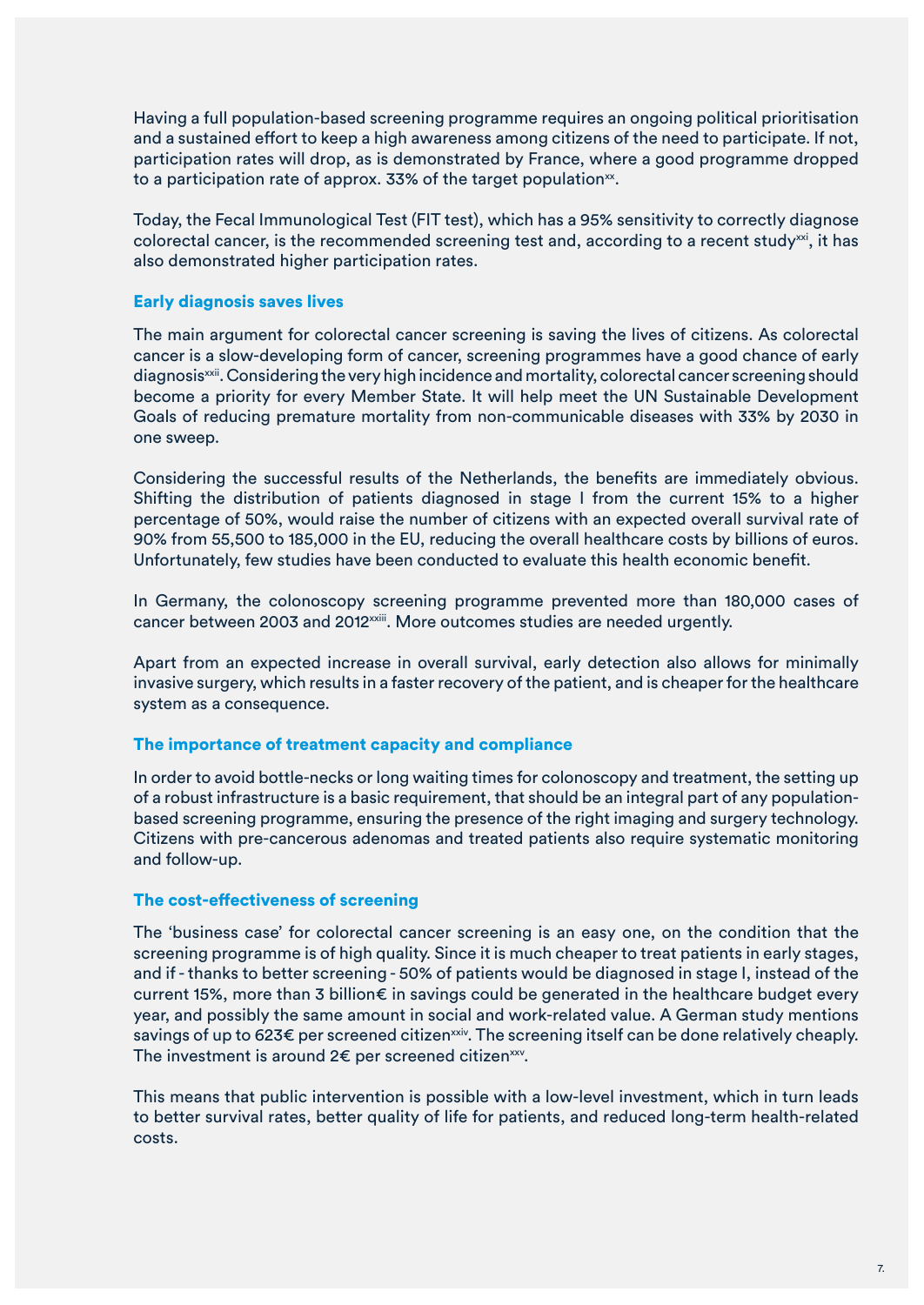Having a full population-based screening programme requires an ongoing political prioritisation and a sustained effort to keep a high awareness among citizens of the need to participate. If not, participation rates will drop, as is demonstrated by France, where a good programme dropped to a participation rate of approx. 33% of the target population[xx].

Today, the Fecal Immunological Test (FIT test), which has a 95% sensitivity to correctly diagnose colorectal cancer, is the recommended screening test and, according to a recent study[xxi], it has also demonstrated higher participation rates.

### Early diagnosis saves lives

The main argument for colorectal cancer screening is saving the lives of citizens. As colorectal cancer is a slow-developing form of cancer, screening programmes have a good chance of early diagnosis[xxii]. Considering the very high incidence and mortality, colorectal cancer screening should become a priority for every Member State. It will help meet the UN Sustainable Development Goals of reducing premature mortality from non-communicable diseases with 33% by 2030 in one sweep.

Considering the successful results of the Netherlands, the benefits are immediately obvious. Shifting the distribution of patients diagnosed in stage I from the current 15% to a higher percentage of 50%, would raise the number of citizens with an expected overall survival rate of 90% from 55,500 to 185,000 in the EU, reducing the overall healthcare costs by billions of euros. Unfortunately, few studies have been conducted to evaluate this health economic benefit.

In Germany, the colonoscopy screening programme prevented more than 180,000 cases of cancer between 2003 and 2012[xxiii]. More outcomes studies are needed urgently.

Apart from an expected increase in overall survival, early detection also allows for minimally invasive surgery, which results in a faster recovery of the patient, and is cheaper for the healthcare system as a consequence.

### The importance of treatment capacity and compliance

In order to avoid bottle-necks or long waiting times for colonoscopy and treatment, the setting up of a robust infrastructure is a basic requirement, that should be an integral part of any population-based screening programme, ensuring the presence of the right imaging and surgery technology. Citizens with pre-cancerous adenomas and treated patients also require systematic monitoring and follow-up.

### The cost-effectiveness of screening

The 'business case' for colorectal cancer screening is an easy one, on the condition that the screening programme is of high quality. Since it is much cheaper to treat patients in early stages, and if - thanks to better screening - 50% of patients would be diagnosed in stage I, instead of the current 15%, more than 3 billion€ in savings could be generated in the healthcare budget every year, and possibly the same amount in social and work-related value. A German study mentions savings of up to 623€ per screened citizen[xxiv]. The screening itself can be done relatively cheaply. The investment is around 2€ per screened citizen[xxv].

This means that public intervention is possible with a low-level investment, which in turn leads to better survival rates, better quality of life for patients, and reduced long-term health-related costs.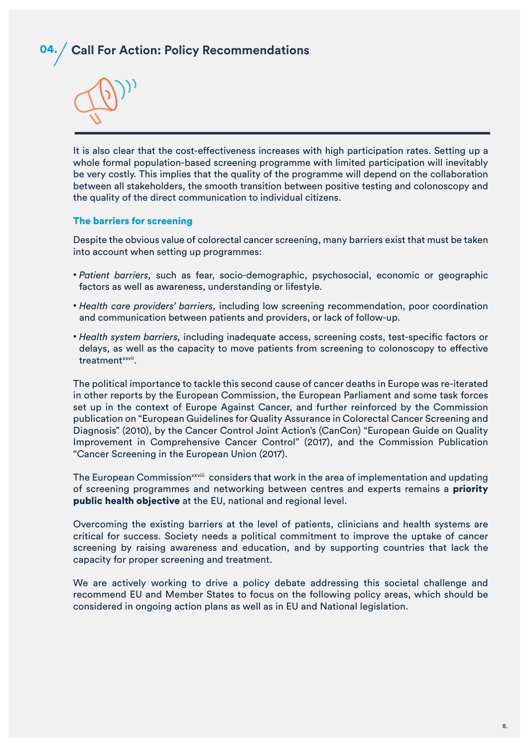## 04. Call For Action: Policy Recommendations

It is also clear that the cost-effectiveness increases with high participation rates. Setting up a whole formal population-based screening programme with limited participation will inevitably be very costly. This implies that the quality of the programme will depend on the collaboration between all stakeholders, the smooth transition between positive testing and colonoscopy and the quality of the direct communication to individual citizens.

### The barriers for screening

Despite the obvious value of colorectal cancer screening, many barriers exist that must be taken into account when setting up programmes:

- *Patient barriers,* such as fear, socio-demographic, psychosocial, economic or geographic factors as well as awareness, understanding or lifestyle.
- *Health care providers' barriers,* including low screening recommendation, poor coordination and communication between patients and providers, or lack of follow-up.
- *Health system barriers,* including inadequate access, screening costs, test-specific factors or delays, as well as the capacity to move patients from screening to colonoscopy to effective treatment[xxvii].

The political importance to tackle this second cause of cancer deaths in Europe was re-iterated in other reports by the European Commission, the European Parliament and some task forces set up in the context of Europe Against Cancer, and further reinforced by the Commission publication on "European Guidelines for Quality Assurance in Colorectal Cancer Screening and Diagnosis" (2010), by the Cancer Control Joint Action's (CanCon) "European Guide on Quality Improvement in Comprehensive Cancer Control" (2017), and the Commission Publication "Cancer Screening in the European Union (2017).

The European Commission[xxviii] considers that work in the area of implementation and updating of screening programmes and networking between centres and experts remains a **priority public health objective** at the EU, national and regional level.

Overcoming the existing barriers at the level of patients, clinicians and health systems are critical for success. Society needs a political commitment to improve the uptake of cancer screening by raising awareness and education, and by supporting countries that lack the capacity for proper screening and treatment.

We are actively working to drive a policy debate addressing this societal challenge and recommend EU and Member States to focus on the following policy areas, which should be considered in ongoing action plans as well as in EU and National legislation.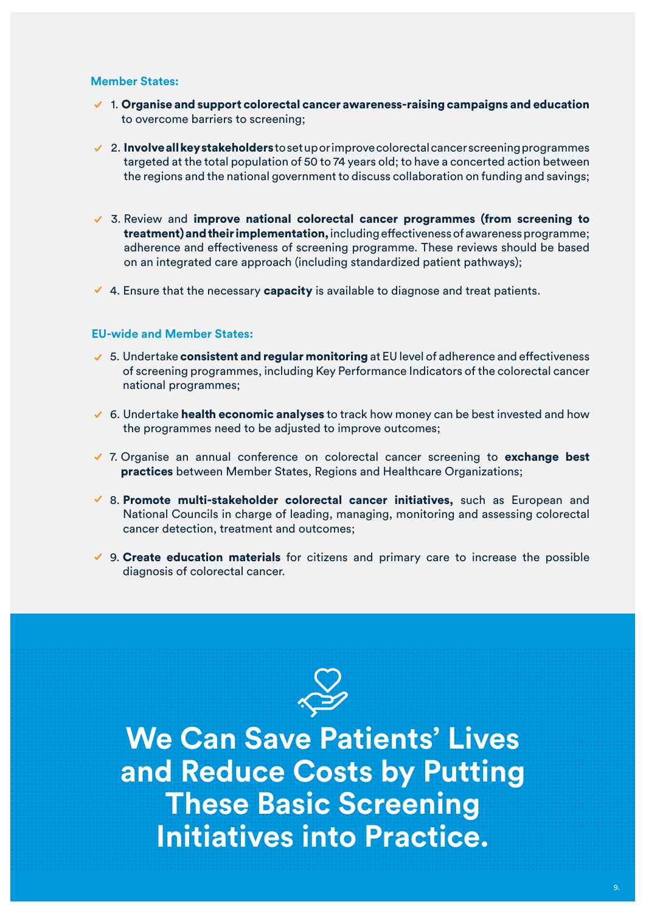**Member States:**

- ✓ 1. **Organise and support colorectal cancer awareness-raising campaigns and education** to overcome barriers to screening;

- ✓ 2. **Involve all key stakeholders** to set up or improve colorectal cancer screening programmes targeted at the total population of 50 to 74 years old; to have a concerted action between the regions and the national government to discuss collaboration on funding and savings;

- ✓ 3. Review and **improve national colorectal cancer programmes (from screening to treatment) and their implementation,** including effectiveness of awareness programme; adherence and effectiveness of screening programme. These reviews should be based on an integrated care approach (including standardized patient pathways);

- ✓ 4. Ensure that the necessary **capacity** is available to diagnose and treat patients.

**EU-wide and Member States:**

- ✓ 5. Undertake **consistent and regular monitoring** at EU level of adherence and effectiveness of screening programmes, including Key Performance Indicators of the colorectal cancer national programmes;

- ✓ 6. Undertake **health economic analyses** to track how money can be best invested and how the programmes need to be adjusted to improve outcomes;

- ✓ 7. Organise an annual conference on colorectal cancer screening to **exchange best practices** between Member States, Regions and Healthcare Organizations;

- ✓ 8. **Promote multi-stakeholder colorectal cancer initiatives,** such as European and National Councils in charge of leading, managing, monitoring and assessing colorectal cancer detection, treatment and outcomes;

- ✓ 9. **Create education materials** for citizens and primary care to increase the possible diagnosis of colorectal cancer.

## We Can Save Patients' Lives and Reduce Costs by Putting These Basic Screening Initiatives into Practice.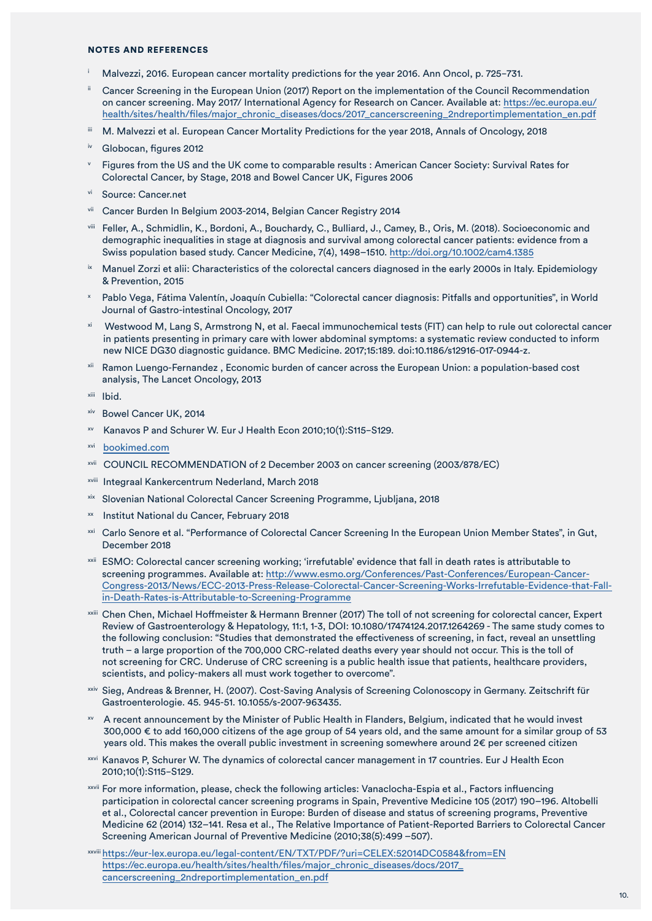**NOTES AND REFERENCES**

[i] Malvezzi, 2016. European cancer mortality predictions for the year 2016. Ann Oncol, p. 725–731.

[ii] Cancer Screening in the European Union (2017) Report on the implementation of the Council Recommendation on cancer screening. May 2017/ International Agency for Research on Cancer. Available at: https://ec.europa.eu/health/sites/health/files/major_chronic_diseases/docs/2017_cancerscreening_2ndreportimplementation_en.pdf

[iii] M. Malvezzi et al. European Cancer Mortality Predictions for the year 2018, Annals of Oncology, 2018

[iv] Globocan, figures 2012

[v] Figures from the US and the UK come to comparable results : American Cancer Society: Survival Rates for Colorectal Cancer, by Stage, 2018 and Bowel Cancer UK, Figures 2006

[vi] Source: Cancer.net

[vii] Cancer Burden In Belgium 2003-2014, Belgian Cancer Registry 2014

[viii] Feller, A., Schmidlin, K., Bordoni, A., Bouchardy, C., Bulliard, J., Camey, B., Oris, M. (2018). Socioeconomic and demographic inequalities in stage at diagnosis and survival among colorectal cancer patients: evidence from a Swiss population based study. Cancer Medicine, 7(4), 1498–1510. http://doi.org/10.1002/cam4.1385

[ix] Manuel Zorzi et alii: Characteristics of the colorectal cancers diagnosed in the early 2000s in Italy. Epidemiology & Prevention, 2015

[x] Pablo Vega, Fátima Valentín, Joaquín Cubiella: "Colorectal cancer diagnosis: Pitfalls and opportunities", in World Journal of Gastro-intestinal Oncology, 2017

[xi] Westwood M, Lang S, Armstrong N, et al. Faecal immunochemical tests (FIT) can help to rule out colorectal cancer in patients presenting in primary care with lower abdominal symptoms: a systematic review conducted to inform new NICE DG30 diagnostic guidance. BMC Medicine. 2017;15:189. doi:10.1186/s12916-017-0944-z.

[xii] Ramon Luengo-Fernandez , Economic burden of cancer across the European Union: a population-based cost analysis, The Lancet Oncology, 2013

[xiii] Ibid.

[xiv] Bowel Cancer UK, 2014

[xv] Kanavos P and Schurer W. Eur J Health Econ 2010;10(1):S115–S129.

[xvi] bookimed.com

[xvii] COUNCIL RECOMMENDATION of 2 December 2003 on cancer screening (2003/878/EC)

[xviii] Integraal Kankercentrum Nederland, March 2018

[xix] Slovenian National Colorectal Cancer Screening Programme, Ljubljana, 2018

[xx] Institut National du Cancer, February 2018

[xxi] Carlo Senore et al. "Performance of Colorectal Cancer Screening In the European Union Member States", in Gut, December 2018

[xxii] ESMO: Colorectal cancer screening working; 'irrefutable' evidence that fall in death rates is attributable to screening programmes. Available at: http://www.esmo.org/Conferences/Past-Conferences/European-Cancer-Congress-2013/News/ECC-2013-Press-Release-Colorectal-Cancer-Screening-Works-Irrefutable-Evidence-that-Fall-in-Death-Rates-is-Attributable-to-Screening-Programme

[xxiii] Chen Chen, Michael Hoffmeister & Hermann Brenner (2017) The toll of not screening for colorectal cancer, Expert Review of Gastroenterology & Hepatology, 11:1, 1-3, DOI: 10.1080/17474124.2017.1264269 - The same study comes to the following conclusion: "Studies that demonstrated the effectiveness of screening, in fact, reveal an unsettling truth – a large proportion of the 700,000 CRC-related deaths every year should not occur. This is the toll of not screening for CRC. Underuse of CRC screening is a public health issue that patients, healthcare providers, scientists, and policy-makers all must work together to overcome".

[xxiv] Sieg, Andreas & Brenner, H. (2007). Cost-Saving Analysis of Screening Colonoscopy in Germany. Zeitschrift für Gastroenterologie. 45. 945-51. 10.1055/s-2007-963435.

[xv] A recent announcement by the Minister of Public Health in Flanders, Belgium, indicated that he would invest 300,000 € to add 160,000 citizens of the age group of 54 years old, and the same amount for a similar group of 53 years old. This makes the overall public investment in screening somewhere around 2€ per screened citizen

[xxvi] Kanavos P, Schurer W. The dynamics of colorectal cancer management in 17 countries. Eur J Health Econ 2010;10(1):S115–S129.

[xxvii] For more information, please, check the following articles: Vanaclocha-Espia et al., Factors influencing participation in colorectal cancer screening programs in Spain, Preventive Medicine 105 (2017) 190–196. Altobelli et al., Colorectal cancer prevention in Europe: Burden of disease and status of screening programs, Preventive Medicine 62 (2014) 132–141. Resa et al., The Relative Importance of Patient-Reported Barriers to Colorectal Cancer Screening American Journal of Preventive Medicine (2010;38(5):499 –507).

[xxviii] https://eur-lex.europa.eu/legal-content/EN/TXT/PDF/?uri=CELEX:52014DC0584&from=EN https://ec.europa.eu/health/sites/health/files/major_chronic_diseases/docs/2017_cancerscreening_2ndreportimplementation_en.pdf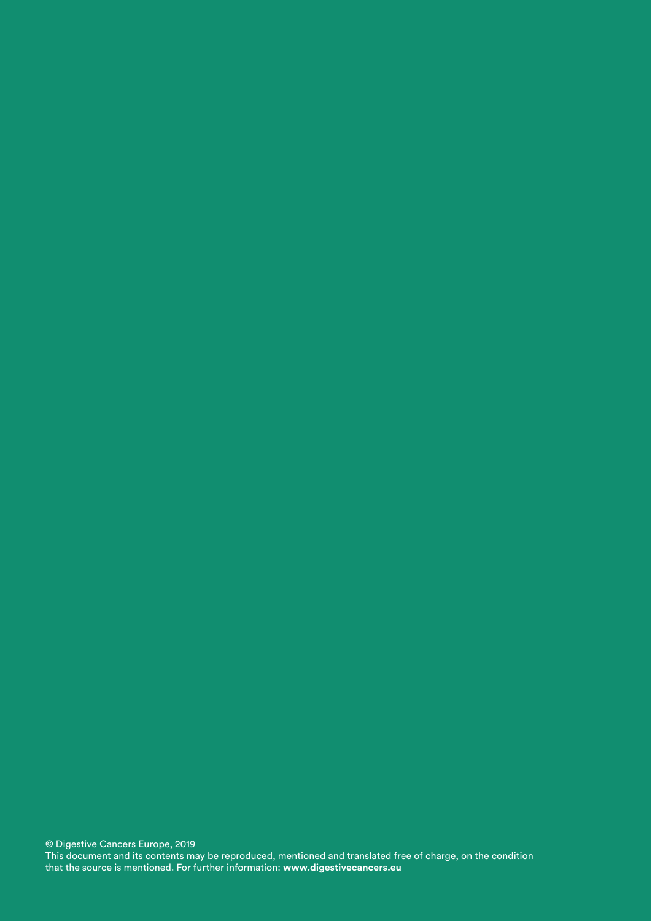© Digestive Cancers Europe, 2019
This document and its contents may be reproduced, mentioned and translated free of charge, on the condition that the source is mentioned. For further information: **www.digestivecancers.eu**